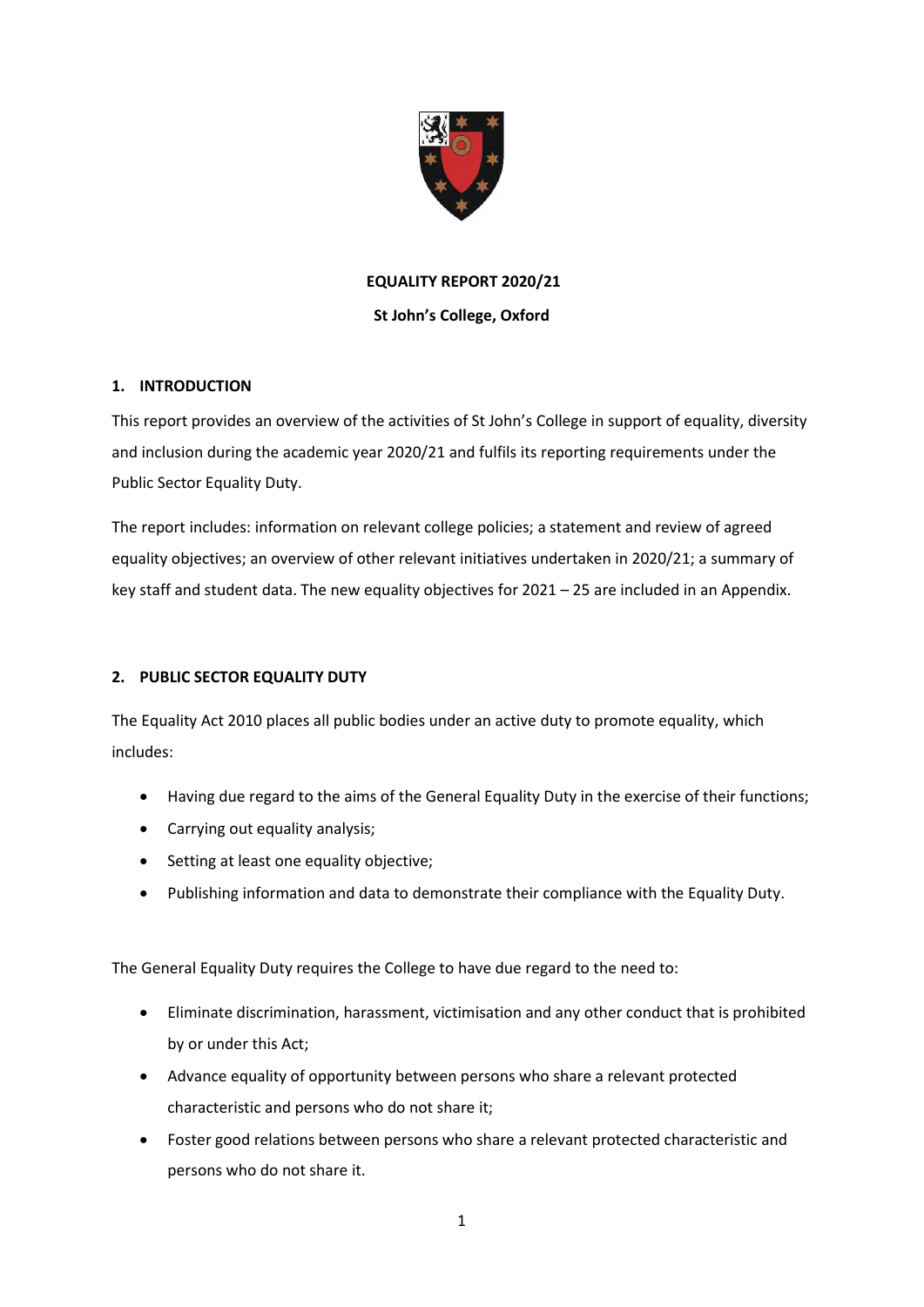**EQUALITY REPORT 2020/21**

**St John's College, Oxford**

## 1. INTRODUCTION

This report provides an overview of the activities of St John's College in support of equality, diversity and inclusion during the academic year 2020/21 and fulfils its reporting requirements under the Public Sector Equality Duty.

The report includes: information on relevant college policies; a statement and review of agreed equality objectives; an overview of other relevant initiatives undertaken in 2020/21; a summary of key staff and student data. The new equality objectives for 2021 – 25 are included in an Appendix.

## 2. PUBLIC SECTOR EQUALITY DUTY

The Equality Act 2010 places all public bodies under an active duty to promote equality, which includes:

- Having due regard to the aims of the General Equality Duty in the exercise of their functions;
- Carrying out equality analysis;
- Setting at least one equality objective;
- Publishing information and data to demonstrate their compliance with the Equality Duty.

The General Equality Duty requires the College to have due regard to the need to:

- Eliminate discrimination, harassment, victimisation and any other conduct that is prohibited by or under this Act;
- Advance equality of opportunity between persons who share a relevant protected characteristic and persons who do not share it;
- Foster good relations between persons who share a relevant protected characteristic and persons who do not share it.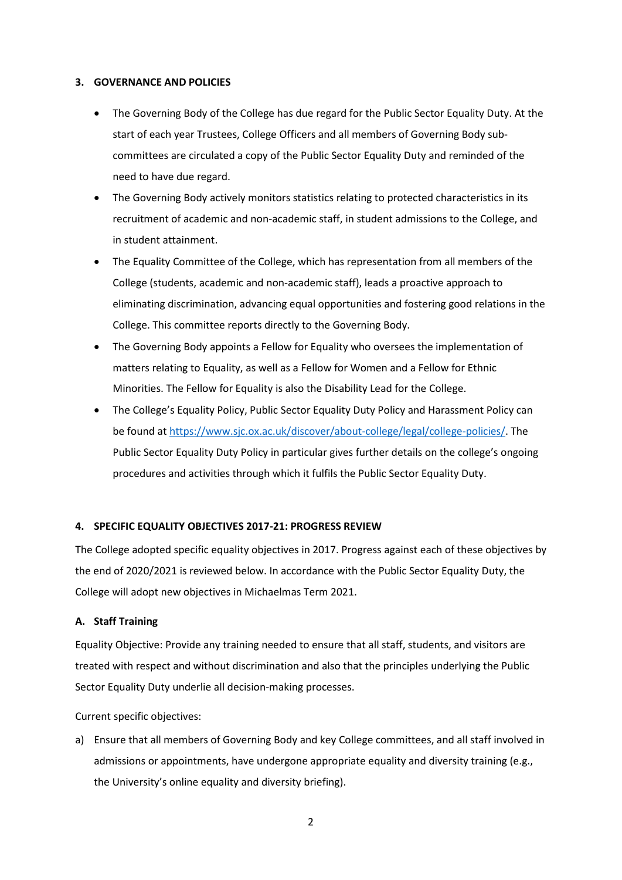## 3. GOVERNANCE AND POLICIES

- The Governing Body of the College has due regard for the Public Sector Equality Duty. At the start of each year Trustees, College Officers and all members of Governing Body sub-committees are circulated a copy of the Public Sector Equality Duty and reminded of the need to have due regard.
- The Governing Body actively monitors statistics relating to protected characteristics in its recruitment of academic and non-academic staff, in student admissions to the College, and in student attainment.
- The Equality Committee of the College, which has representation from all members of the College (students, academic and non-academic staff), leads a proactive approach to eliminating discrimination, advancing equal opportunities and fostering good relations in the College. This committee reports directly to the Governing Body.
- The Governing Body appoints a Fellow for Equality who oversees the implementation of matters relating to Equality, as well as a Fellow for Women and a Fellow for Ethnic Minorities. The Fellow for Equality is also the Disability Lead for the College.
- The College's Equality Policy, Public Sector Equality Duty Policy and Harassment Policy can be found at [https://www.sjc.ox.ac.uk/discover/about-college/legal/college-policies/](https://www.sjc.ox.ac.uk/discover/about-college/legal/college-policies/). The Public Sector Equality Duty Policy in particular gives further details on the college's ongoing procedures and activities through which it fulfils the Public Sector Equality Duty.

## 4. SPECIFIC EQUALITY OBJECTIVES 2017-21: PROGRESS REVIEW

The College adopted specific equality objectives in 2017. Progress against each of these objectives by the end of 2020/2021 is reviewed below. In accordance with the Public Sector Equality Duty, the College will adopt new objectives in Michaelmas Term 2021.

### A. Staff Training

Equality Objective: Provide any training needed to ensure that all staff, students, and visitors are treated with respect and without discrimination and also that the principles underlying the Public Sector Equality Duty underlie all decision-making processes.

Current specific objectives:

a) Ensure that all members of Governing Body and key College committees, and all staff involved in admissions or appointments, have undergone appropriate equality and diversity training (e.g., the University's online equality and diversity briefing).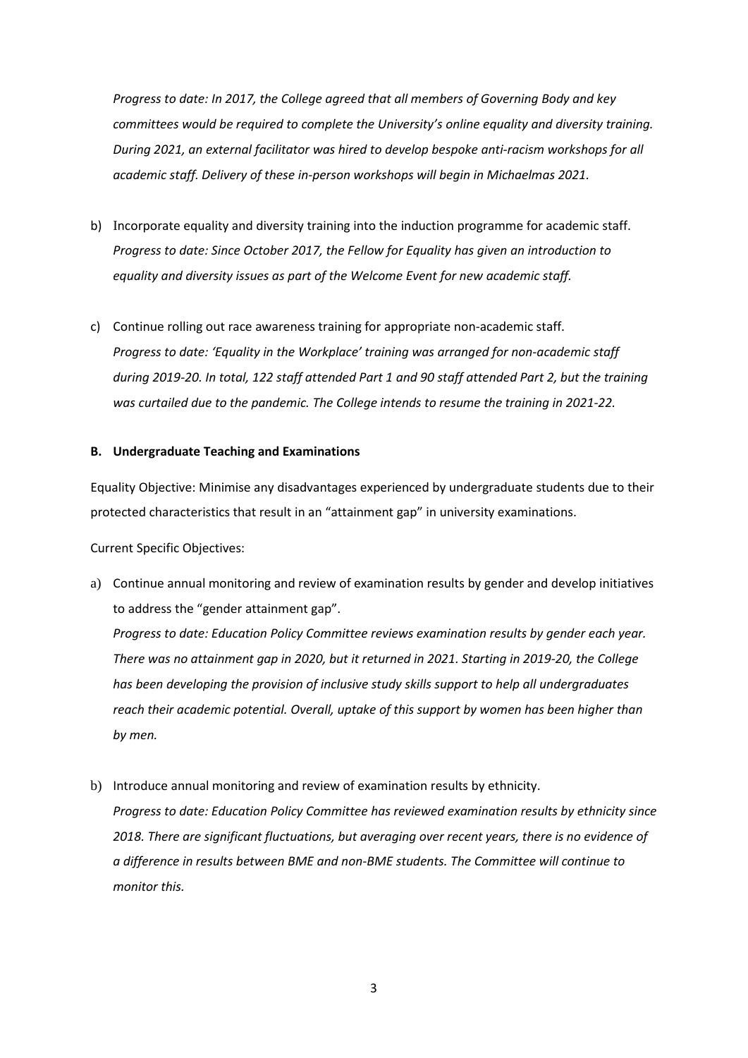*Progress to date: In 2017, the College agreed that all members of Governing Body and key committees would be required to complete the University's online equality and diversity training. During 2021, an external facilitator was hired to develop bespoke anti-racism workshops for all academic staff. Delivery of these in-person workshops will begin in Michaelmas 2021.*

b) Incorporate equality and diversity training into the induction programme for academic staff.
*Progress to date: Since October 2017, the Fellow for Equality has given an introduction to equality and diversity issues as part of the Welcome Event for new academic staff.*

c) Continue rolling out race awareness training for appropriate non-academic staff.
*Progress to date: 'Equality in the Workplace' training was arranged for non-academic staff during 2019-20. In total, 122 staff attended Part 1 and 90 staff attended Part 2, but the training was curtailed due to the pandemic. The College intends to resume the training in 2021-22.*

**B. Undergraduate Teaching and Examinations**

Equality Objective: Minimise any disadvantages experienced by undergraduate students due to their protected characteristics that result in an "attainment gap" in university examinations.

Current Specific Objectives:

a) Continue annual monitoring and review of examination results by gender and develop initiatives to address the "gender attainment gap".
*Progress to date: Education Policy Committee reviews examination results by gender each year. There was no attainment gap in 2020, but it returned in 2021. Starting in 2019-20, the College has been developing the provision of inclusive study skills support to help all undergraduates reach their academic potential. Overall, uptake of this support by women has been higher than by men.*

b) Introduce annual monitoring and review of examination results by ethnicity.
*Progress to date: Education Policy Committee has reviewed examination results by ethnicity since 2018. There are significant fluctuations, but averaging over recent years, there is no evidence of a difference in results between BME and non-BME students. The Committee will continue to monitor this.*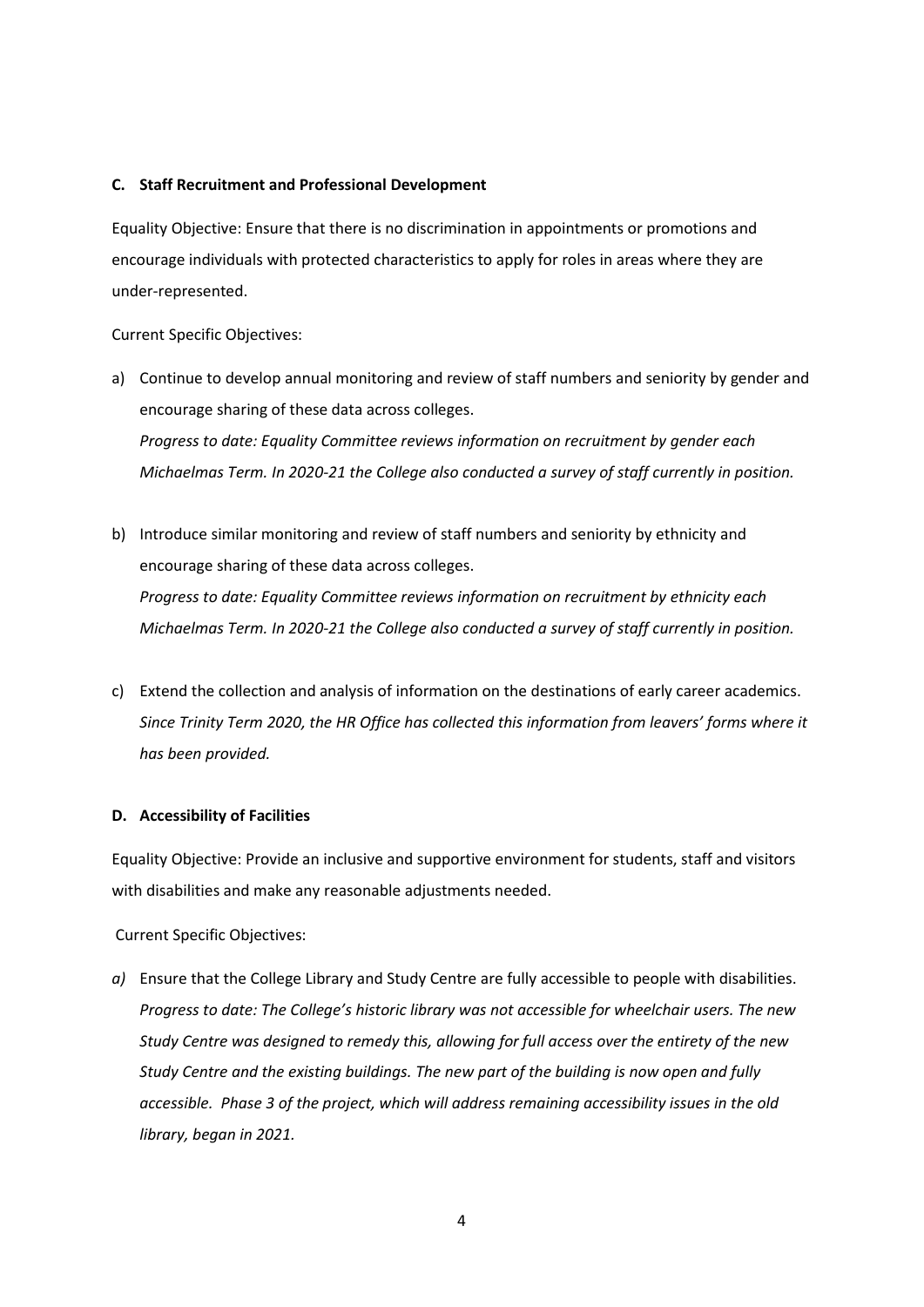### C. Staff Recruitment and Professional Development

Equality Objective: Ensure that there is no discrimination in appointments or promotions and encourage individuals with protected characteristics to apply for roles in areas where they are under-represented.

Current Specific Objectives:

a) Continue to develop annual monitoring and review of staff numbers and seniority by gender and encourage sharing of these data across colleges.
*Progress to date: Equality Committee reviews information on recruitment by gender each Michaelmas Term. In 2020-21 the College also conducted a survey of staff currently in position.*

b) Introduce similar monitoring and review of staff numbers and seniority by ethnicity and encourage sharing of these data across colleges.
*Progress to date: Equality Committee reviews information on recruitment by ethnicity each Michaelmas Term. In 2020-21 the College also conducted a survey of staff currently in position.*

c) Extend the collection and analysis of information on the destinations of early career academics.
*Since Trinity Term 2020, the HR Office has collected this information from leavers' forms where it has been provided.*

### D. Accessibility of Facilities

Equality Objective: Provide an inclusive and supportive environment for students, staff and visitors with disabilities and make any reasonable adjustments needed.

Current Specific Objectives:

*a)* Ensure that the College Library and Study Centre are fully accessible to people with disabilities.
*Progress to date: The College's historic library was not accessible for wheelchair users. The new Study Centre was designed to remedy this, allowing for full access over the entirety of the new Study Centre and the existing buildings. The new part of the building is now open and fully accessible. Phase 3 of the project, which will address remaining accessibility issues in the old library, began in 2021.*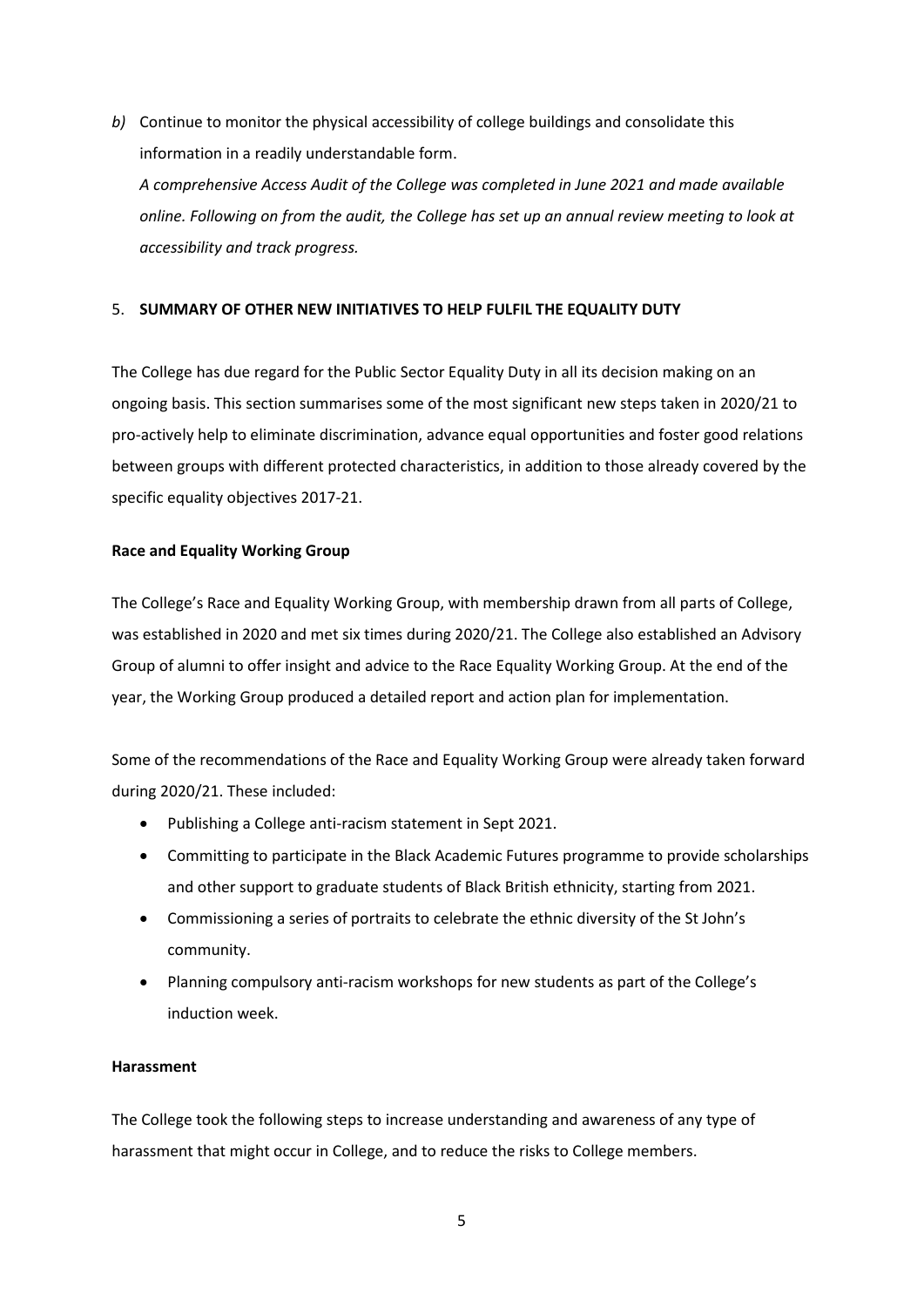*b)* Continue to monitor the physical accessibility of college buildings and consolidate this information in a readily understandable form.

*A comprehensive Access Audit of the College was completed in June 2021 and made available online. Following on from the audit, the College has set up an annual review meeting to look at accessibility and track progress.*

## 5. SUMMARY OF OTHER NEW INITIATIVES TO HELP FULFIL THE EQUALITY DUTY

The College has due regard for the Public Sector Equality Duty in all its decision making on an ongoing basis. This section summarises some of the most significant new steps taken in 2020/21 to pro-actively help to eliminate discrimination, advance equal opportunities and foster good relations between groups with different protected characteristics, in addition to those already covered by the specific equality objectives 2017-21.

**Race and Equality Working Group**

The College's Race and Equality Working Group, with membership drawn from all parts of College, was established in 2020 and met six times during 2020/21. The College also established an Advisory Group of alumni to offer insight and advice to the Race Equality Working Group. At the end of the year, the Working Group produced a detailed report and action plan for implementation.

Some of the recommendations of the Race and Equality Working Group were already taken forward during 2020/21. These included:

- Publishing a College anti-racism statement in Sept 2021.
- Committing to participate in the Black Academic Futures programme to provide scholarships and other support to graduate students of Black British ethnicity, starting from 2021.
- Commissioning a series of portraits to celebrate the ethnic diversity of the St John's community.
- Planning compulsory anti-racism workshops for new students as part of the College's induction week.

**Harassment**

The College took the following steps to increase understanding and awareness of any type of harassment that might occur in College, and to reduce the risks to College members.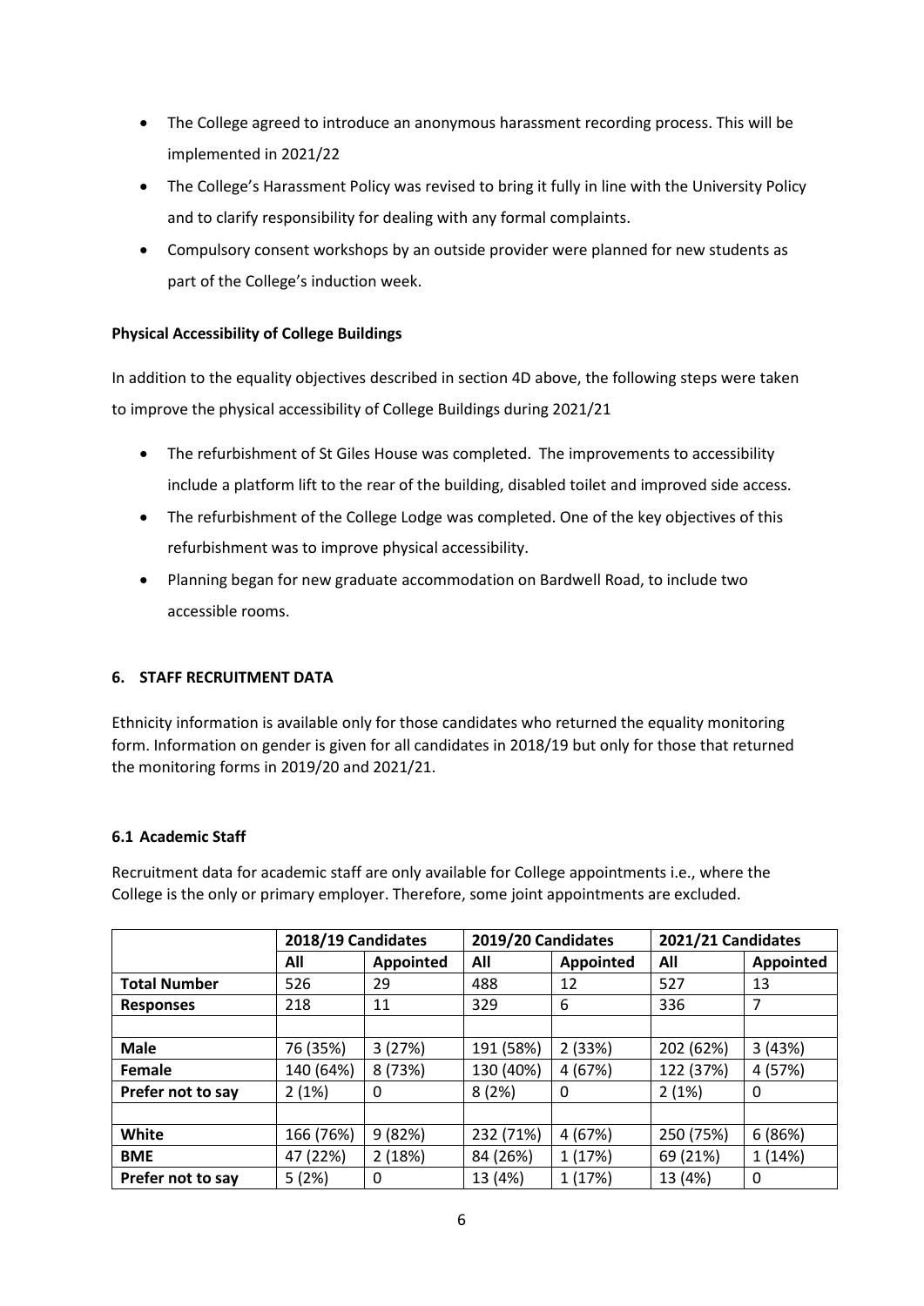- The College agreed to introduce an anonymous harassment recording process. This will be implemented in 2021/22
- The College's Harassment Policy was revised to bring it fully in line with the University Policy and to clarify responsibility for dealing with any formal complaints.
- Compulsory consent workshops by an outside provider were planned for new students as part of the College's induction week.

**Physical Accessibility of College Buildings**

In addition to the equality objectives described in section 4D above, the following steps were taken to improve the physical accessibility of College Buildings during 2021/21

- The refurbishment of St Giles House was completed. The improvements to accessibility include a platform lift to the rear of the building, disabled toilet and improved side access.
- The refurbishment of the College Lodge was completed. One of the key objectives of this refurbishment was to improve physical accessibility.
- Planning began for new graduate accommodation on Bardwell Road, to include two accessible rooms.

## 6. STAFF RECRUITMENT DATA

Ethnicity information is available only for those candidates who returned the equality monitoring form. Information on gender is given for all candidates in 2018/19 but only for those that returned the monitoring forms in 2019/20 and 2021/21.

### 6.1 Academic Staff

Recruitment data for academic staff are only available for College appointments i.e., where the College is the only or primary employer. Therefore, some joint appointments are excluded.

| | **2018/19 Candidates** | | **2019/20 Candidates** | | **2021/21 Candidates** | |
|---|---|---|---|---|---|---|
| | **All** | **Appointed** | **All** | **Appointed** | **All** | **Appointed** |
| **Total Number** | 526 | 29 | 488 | 12 | 527 | 13 |
| **Responses** | 218 | 11 | 329 | 6 | 336 | 7 |
| | | | | | | |
| **Male** | 76 (35%) | 3 (27%) | 191 (58%) | 2 (33%) | 202 (62%) | 3 (43%) |
| **Female** | 140 (64%) | 8 (73%) | 130 (40%) | 4 (67%) | 122 (37%) | 4 (57%) |
| **Prefer not to say** | 2 (1%) | 0 | 8 (2%) | 0 | 2 (1%) | 0 |
| | | | | | | |
| **White** | 166 (76%) | 9 (82%) | 232 (71%) | 4 (67%) | 250 (75%) | 6 (86%) |
| **BME** | 47 (22%) | 2 (18%) | 84 (26%) | 1 (17%) | 69 (21%) | 1 (14%) |
| **Prefer not to say** | 5 (2%) | 0 | 13 (4%) | 1 (17%) | 13 (4%) | 0 |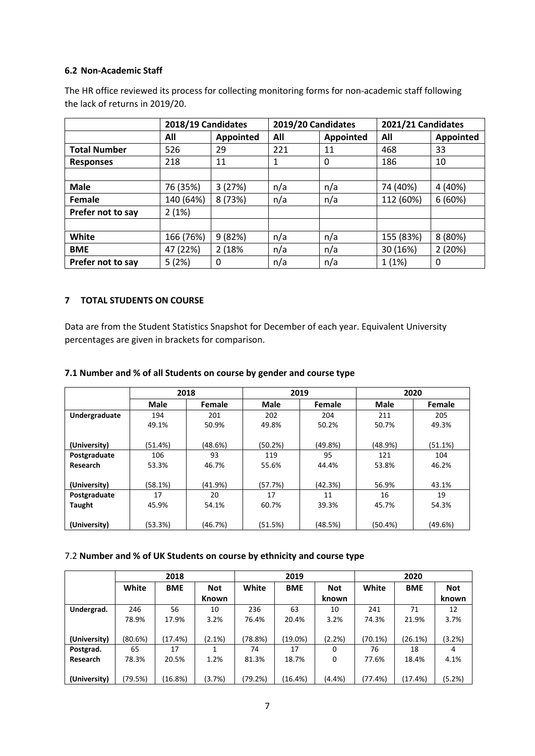### 6.2 Non-Academic Staff

The HR office reviewed its process for collecting monitoring forms for non-academic staff following the lack of returns in 2019/20.

| | 2018/19 Candidates | | 2019/20 Candidates | | 2021/21 Candidates | |
|---|---|---|---|---|---|---|
| | All | Appointed | All | Appointed | All | Appointed |
| **Total Number** | 526 | 29 | 221 | 11 | 468 | 33 |
| **Responses** | 218 | 11 | 1 | 0 | 186 | 10 |
| | | | | | | |
| **Male** | 76 (35%) | 3 (27%) | n/a | n/a | 74 (40%) | 4 (40%) |
| **Female** | 140 (64%) | 8 (73%) | n/a | n/a | 112 (60%) | 6 (60%) |
| **Prefer not to say** | 2 (1%) | | | | | |
| | | | | | | |
| **White** | 166 (76%) | 9 (82%) | n/a | n/a | 155 (83%) | 8 (80%) |
| **BME** | 47 (22%) | 2 (18% | n/a | n/a | 30 (16%) | 2 (20%) |
| **Prefer not to say** | 5 (2%) | 0 | n/a | n/a | 1 (1%) | 0 |

## 7 TOTAL STUDENTS ON COURSE

Data are from the Student Statistics Snapshot for December of each year. Equivalent University percentages are given in brackets for comparison.

### 7.1 Number and % of all Students on course by gender and course type

| | 2018 | | 2019 | | 2020 | |
|---|---|---|---|---|---|---|
| | Male | Female | Male | Female | Male | Female |
| **Undergraduate** | 194<br>49.1% | 201<br>50.9% | 202<br>49.8% | 204<br>50.2% | 211<br>50.7% | 205<br>49.3% |
| **(University)** | (51.4%) | (48.6%) | (50.2%) | (49.8%) | (48.9%) | (51.1%) |
| **Postgraduate Research** | 106<br>53.3% | 93<br>46.7% | 119<br>55.6% | 95<br>44.4% | 121<br>53.8% | 104<br>46.2% |
| **(University)** | (58.1%) | (41.9%) | (57.7%) | (42.3%) | 56.9% | 43.1% |
| **Postgraduate Taught** | 17<br>45.9% | 20<br>54.1% | 17<br>60.7% | 11<br>39.3% | 16<br>45.7% | 19<br>54.3% |
| **(University)** | (53.3%) | (46.7%) | (51.5%) | (48.5%) | (50.4%) | (49.6%) |

### 7.2 Number and % of UK Students on course by ethnicity and course type

| | 2018 | | | 2019 | | | 2020 | | |
|---|---|---|---|---|---|---|---|---|---|
| | White | BME | Not Known | White | BME | Not known | White | BME | Not known |
| **Undergrad.** | 246<br>78.9% | 56<br>17.9% | 10<br>3.2% | 236<br>76.4% | 63<br>20.4% | 10<br>3.2% | 241<br>74.3% | 71<br>21.9% | 12<br>3.7% |
| **(University)** | (80.6%) | (17.4%) | (2.1%) | (78.8%) | (19.0%) | (2.2%) | (70.1%) | (26.1%) | (3.2%) |
| **Postgrad. Research** | 65<br>78.3% | 17<br>20.5% | 1<br>1.2% | 74<br>81.3% | 17<br>18.7% | 0<br>0 | 76<br>77.6% | 18<br>18.4% | 4<br>4.1% |
| **(University)** | (79.5%) | (16.8%) | (3.7%) | (79.2%) | (16.4%) | (4.4%) | (77.4%) | (17.4%) | (5.2%) |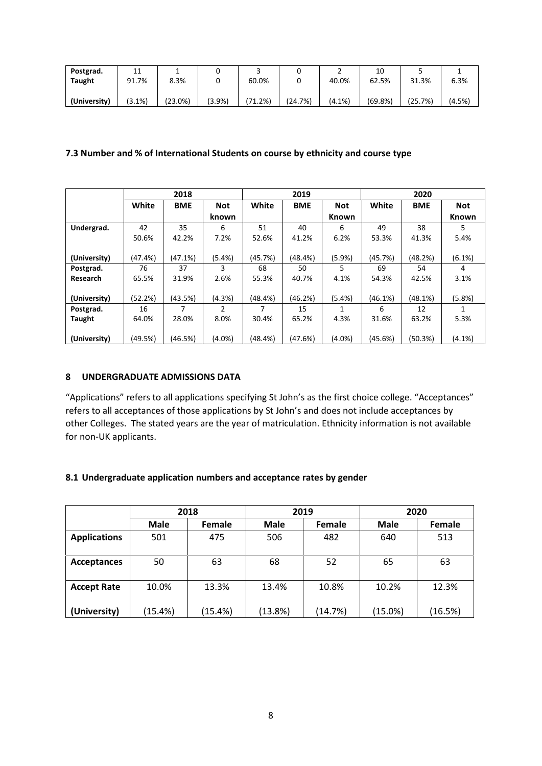| Postgrad. Taught | 11 91.7% | 1 8.3% | 0 0 | 3 60.0% | 0 0 | 2 40.0% | 10 62.5% | 5 31.3% | 1 6.3% |
|---|---|---|---|---|---|---|---|---|---|
| (University) | (3.1%) | (23.0%) | (3.9%) | (71.2%) | (24.7%) | (4.1%) | (69.8%) | (25.7%) | (4.5%) |

### 7.3 Number and % of International Students on course by ethnicity and course type

| | 2018 | | | 2019 | | | 2020 | | |
|---|---|---|---|---|---|---|---|---|---|
| | White | BME | Not known | White | BME | Not Known | White | BME | Not Known |
| **Undergrad.** | 42 50.6% | 35 42.2% | 6 7.2% | 51 52.6% | 40 41.2% | 6 6.2% | 49 53.3% | 38 41.3% | 5 5.4% |
| **(University)** | (47.4%) | (47.1%) | (5.4%) | (45.7%) | (48.4%) | (5.9%) | (45.7%) | (48.2%) | (6.1%) |
| **Postgrad. Research** | 76 65.5% | 37 31.9% | 3 2.6% | 68 55.3% | 50 40.7% | 5 4.1% | 69 54.3% | 54 42.5% | 4 3.1% |
| **(University)** | (52.2%) | (43.5%) | (4.3%) | (48.4%) | (46.2%) | (5.4%) | (46.1%) | (48.1%) | (5.8%) |
| **Postgrad. Taught** | 16 64.0% | 7 28.0% | 2 8.0% | 7 30.4% | 15 65.2% | 1 4.3% | 6 31.6% | 12 63.2% | 1 5.3% |
| **(University)** | (49.5%) | (46.5%) | (4.0%) | (48.4%) | (47.6%) | (4.0%) | (45.6%) | (50.3%) | (4.1%) |

## 8 UNDERGRADUATE ADMISSIONS DATA

"Applications" refers to all applications specifying St John's as the first choice college. "Acceptances" refers to all acceptances of those applications by St John's and does not include acceptances by other Colleges. The stated years are the year of matriculation. Ethnicity information is not available for non-UK applicants.

### 8.1 Undergraduate application numbers and acceptance rates by gender

| | 2018 | | 2019 | | 2020 | |
|---|---|---|---|---|---|---|
| | Male | Female | Male | Female | Male | Female |
| **Applications** | 501 | 475 | 506 | 482 | 640 | 513 |
| **Acceptances** | 50 | 63 | 68 | 52 | 65 | 63 |
| **Accept Rate** | 10.0% | 13.3% | 13.4% | 10.8% | 10.2% | 12.3% |
| **(University)** | (15.4%) | (15.4%) | (13.8%) | (14.7%) | (15.0%) | (16.5%) |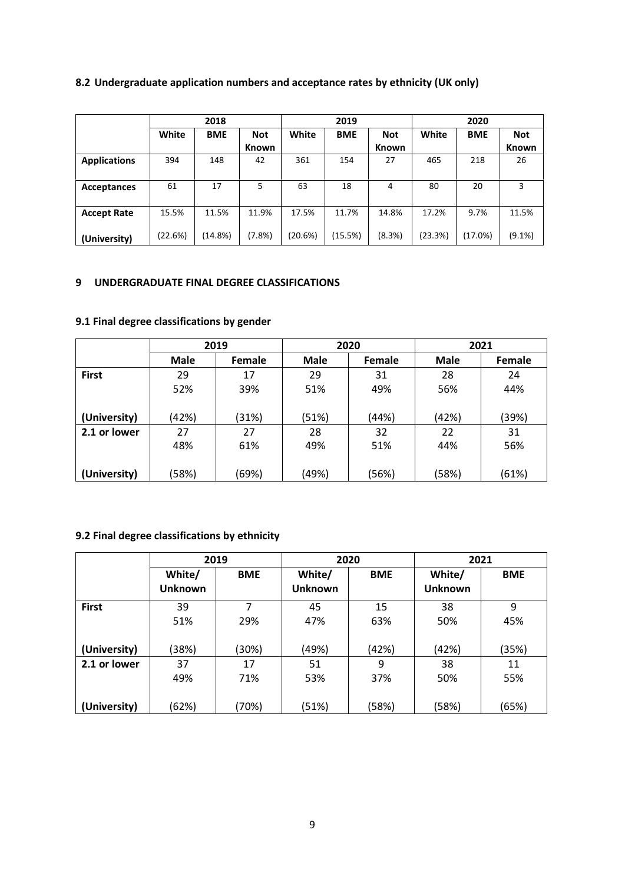### 8.2 Undergraduate application numbers and acceptance rates by ethnicity (UK only)

| | 2018 | | | 2019 | | | 2020 | | |
|---|---|---|---|---|---|---|---|---|---|
| | **White** | **BME** | **Not Known** | **White** | **BME** | **Not Known** | **White** | **BME** | **Not Known** |
| **Applications** | 394 | 148 | 42 | 361 | 154 | 27 | 465 | 218 | 26 |
| **Acceptances** | 61 | 17 | 5 | 63 | 18 | 4 | 80 | 20 | 3 |
| **Accept Rate** | 15.5% | 11.5% | 11.9% | 17.5% | 11.7% | 14.8% | 17.2% | 9.7% | 11.5% |
| **(University)** | (22.6%) | (14.8%) | (7.8%) | (20.6%) | (15.5%) | (8.3%) | (23.3%) | (17.0%) | (9.1%) |

## 9 UNDERGRADUATE FINAL DEGREE CLASSIFICATIONS

### 9.1 Final degree classifications by gender

| | 2019 | | 2020 | | 2021 | |
|---|---|---|---|---|---|---|
| | **Male** | **Female** | **Male** | **Female** | **Male** | **Female** |
| **First** | 29<br>52% | 17<br>39% | 29<br>51% | 31<br>49% | 28<br>56% | 24<br>44% |
| **(University)** | (42%) | (31%) | (51%) | (44%) | (42%) | (39%) |
| **2.1 or lower** | 27<br>48% | 27<br>61% | 28<br>49% | 32<br>51% | 22<br>44% | 31<br>56% |
| **(University)** | (58%) | (69%) | (49%) | (56%) | (58%) | (61%) |

### 9.2 Final degree classifications by ethnicity

| | 2019 | | 2020 | | 2021 | |
|---|---|---|---|---|---|---|
| | **White/ Unknown** | **BME** | **White/ Unknown** | **BME** | **White/ Unknown** | **BME** |
| **First** | 39<br>51% | 7<br>29% | 45<br>47% | 15<br>63% | 38<br>50% | 9<br>45% |
| **(University)** | (38%) | (30%) | (49%) | (42%) | (42%) | (35%) |
| **2.1 or lower** | 37<br>49% | 17<br>71% | 51<br>53% | 9<br>37% | 38<br>50% | 11<br>55% |
| **(University)** | (62%) | (70%) | (51%) | (58%) | (58%) | (65%) |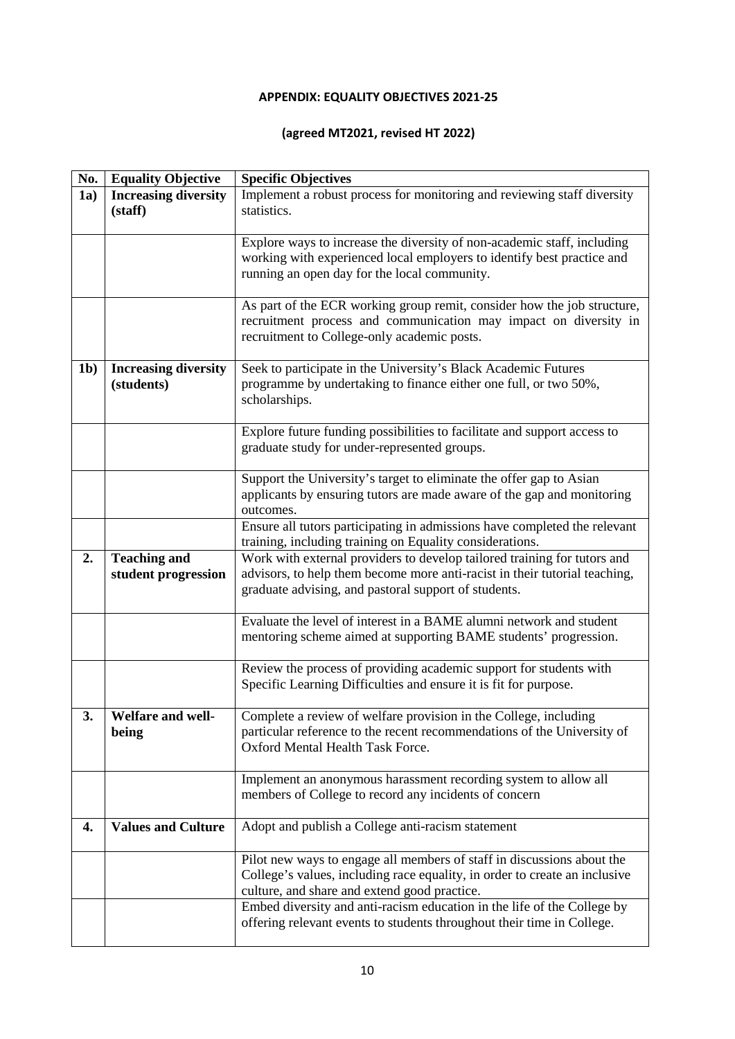## APPENDIX: EQUALITY OBJECTIVES 2021-25

### (agreed MT2021, revised HT 2022)

| No. | Equality Objective | Specific Objectives |
| --- | --- | --- |
| **1a)** | **Increasing diversity (staff)** | Implement a robust process for monitoring and reviewing staff diversity statistics. |
| | | Explore ways to increase the diversity of non-academic staff, including working with experienced local employers to identify best practice and running an open day for the local community. |
| | | As part of the ECR working group remit, consider how the job structure, recruitment process and communication may impact on diversity in recruitment to College-only academic posts. |
| **1b)** | **Increasing diversity (students)** | Seek to participate in the University's Black Academic Futures programme by undertaking to finance either one full, or two 50%, scholarships. |
| | | Explore future funding possibilities to facilitate and support access to graduate study for under-represented groups. |
| | | Support the University's target to eliminate the offer gap to Asian applicants by ensuring tutors are made aware of the gap and monitoring outcomes. |
| | | Ensure all tutors participating in admissions have completed the relevant training, including training on Equality considerations. |
| **2.** | **Teaching and student progression** | Work with external providers to develop tailored training for tutors and advisors, to help them become more anti-racist in their tutorial teaching, graduate advising, and pastoral support of students. |
| | | Evaluate the level of interest in a BAME alumni network and student mentoring scheme aimed at supporting BAME students' progression. |
| | | Review the process of providing academic support for students with Specific Learning Difficulties and ensure it is fit for purpose. |
| **3.** | **Welfare and well-being** | Complete a review of welfare provision in the College, including particular reference to the recent recommendations of the University of Oxford Mental Health Task Force. |
| | | Implement an anonymous harassment recording system to allow all members of College to record any incidents of concern |
| **4.** | **Values and Culture** | Adopt and publish a College anti-racism statement |
| | | Pilot new ways to engage all members of staff in discussions about the College's values, including race equality, in order to create an inclusive culture, and share and extend good practice. |
| | | Embed diversity and anti-racism education in the life of the College by offering relevant events to students throughout their time in College. |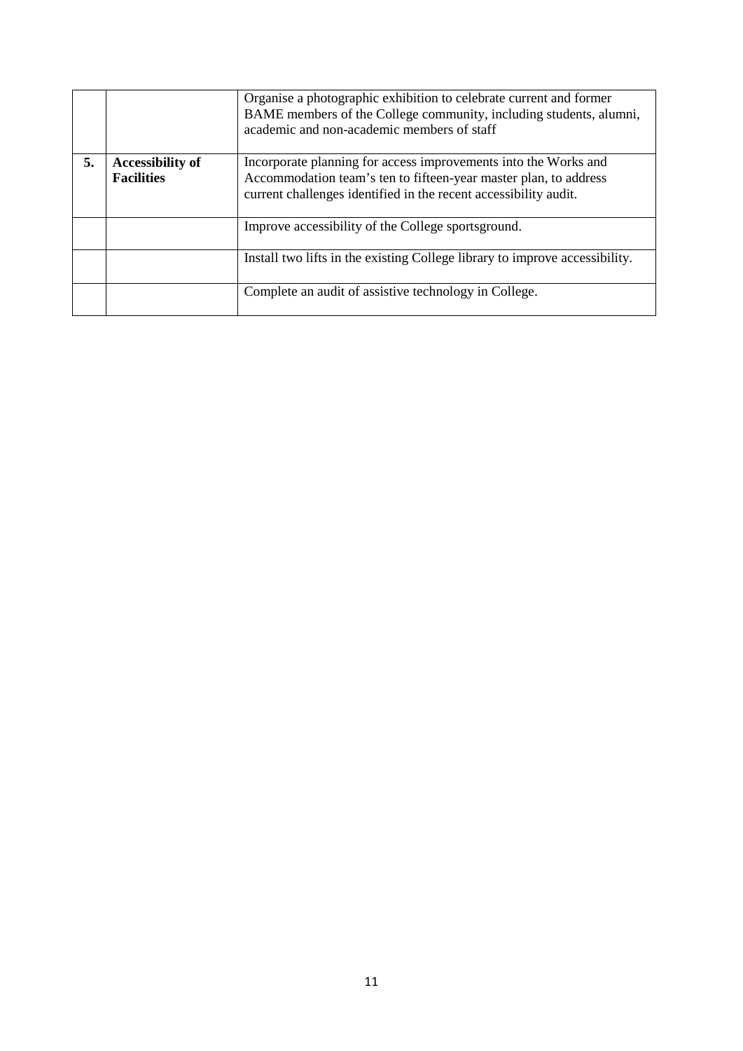| | | |
|---|---|---|
| | | Organise a photographic exhibition to celebrate current and former BAME members of the College community, including students, alumni, academic and non-academic members of staff |
| **5.** | **Accessibility of Facilities** | Incorporate planning for access improvements into the Works and Accommodation team's ten to fifteen-year master plan, to address current challenges identified in the recent accessibility audit. |
| | | Improve accessibility of the College sportsground. |
| | | Install two lifts in the existing College library to improve accessibility. |
| | | Complete an audit of assistive technology in College. |